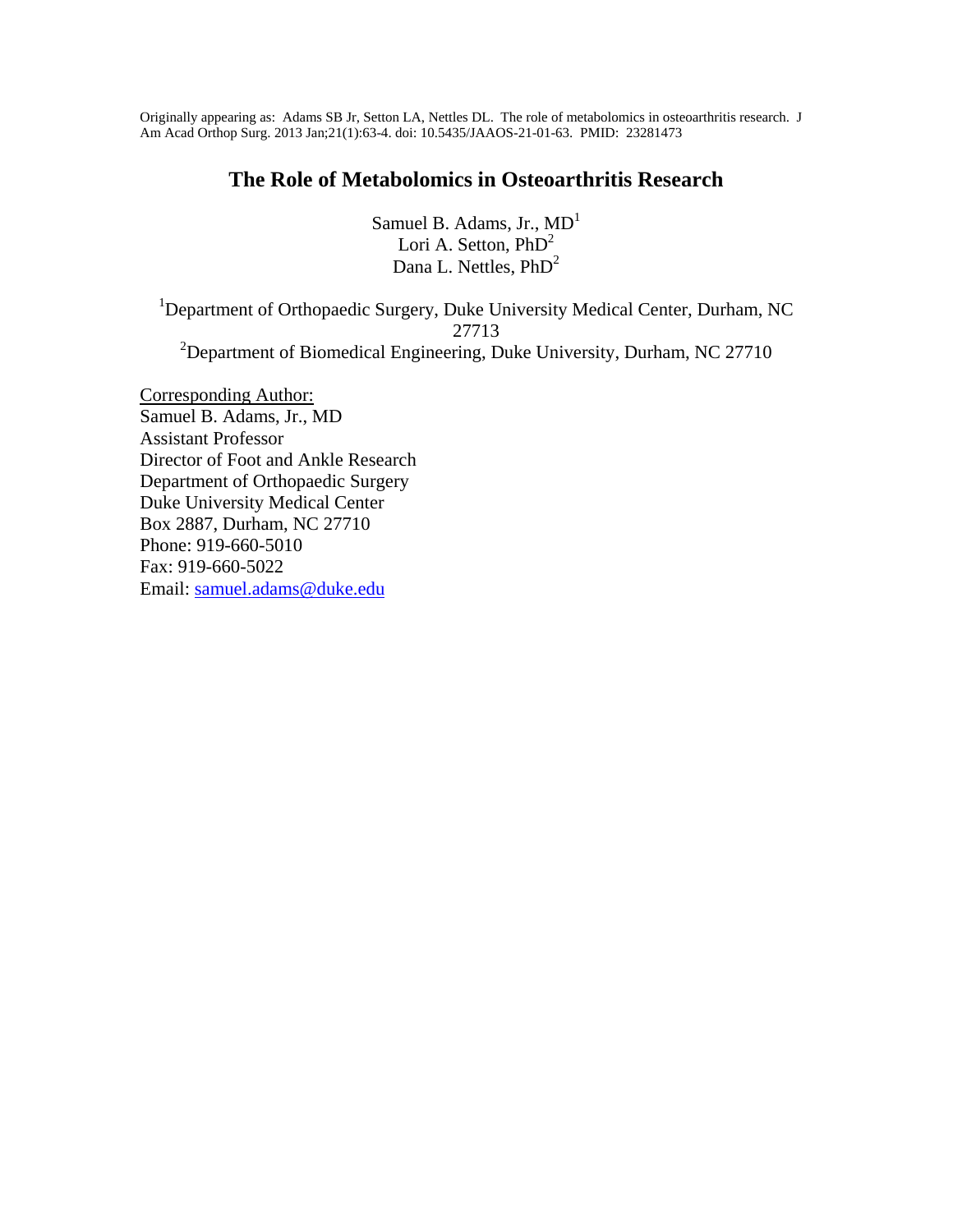Originally appearing as: Adams SB Jr, Setton LA, Nettles DL. The role of metabolomics in osteoarthritis research. J Am Acad Orthop Surg. 2013 Jan;21(1):63-4. doi: 10.5435/JAAOS-21-01-63. PMID: 23281473

# The Role of Metabolomics in Osteoarthritis Research

Samuel B. Adams, Jr., MD[1]
Lori A. Setton, PhD[2]
Dana L. Nettles, PhD[2]

[1]Department of Orthopaedic Surgery, Duke University Medical Center, Durham, NC 27713
[2]Department of Biomedical Engineering, Duke University, Durham, NC 27710

Corresponding Author:
Samuel B. Adams, Jr., MD
Assistant Professor
Director of Foot and Ankle Research
Department of Orthopaedic Surgery
Duke University Medical Center
Box 2887, Durham, NC 27710
Phone: 919-660-5010
Fax: 919-660-5022
Email: samuel.adams@duke.edu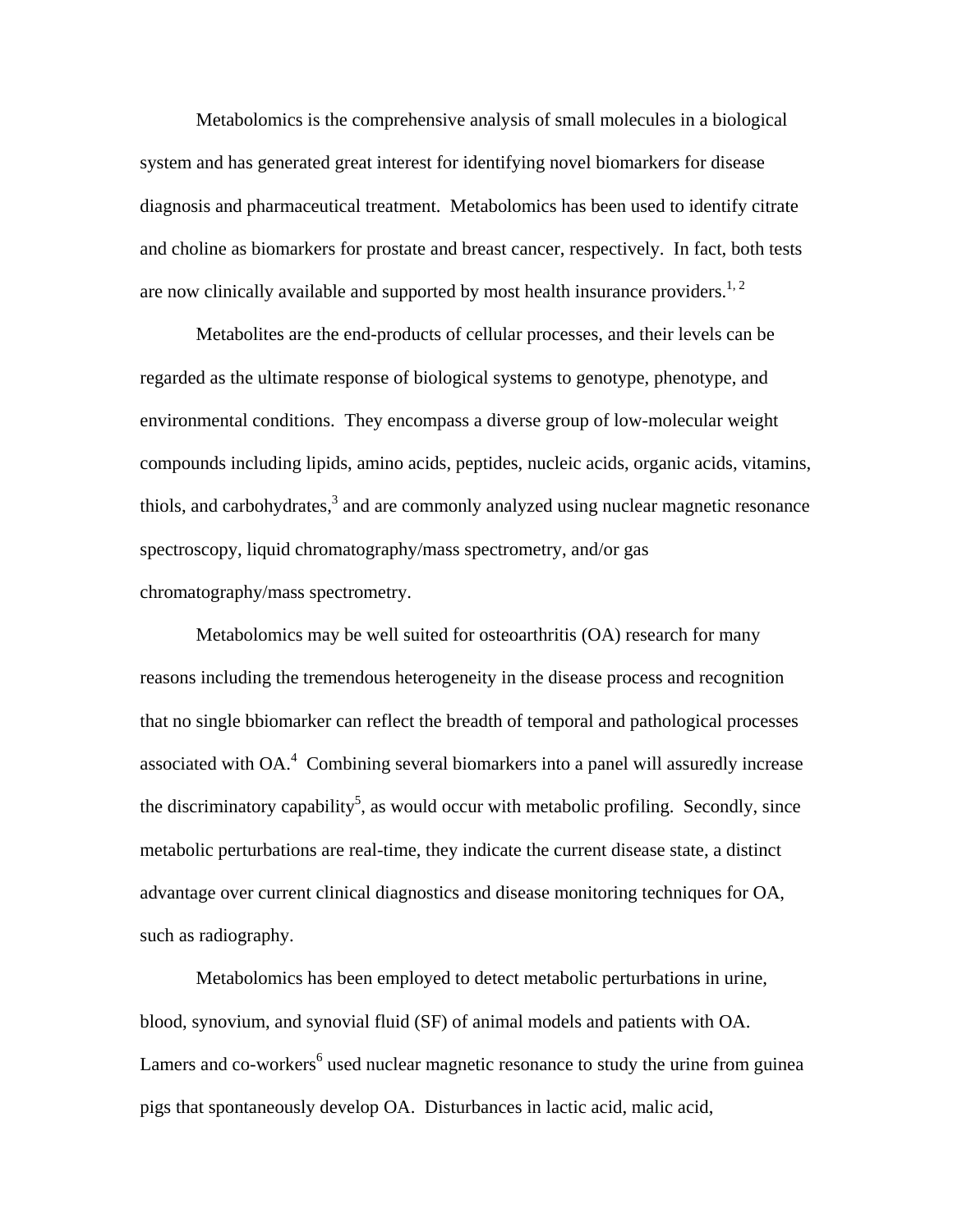Metabolomics is the comprehensive analysis of small molecules in a biological system and has generated great interest for identifying novel biomarkers for disease diagnosis and pharmaceutical treatment. Metabolomics has been used to identify citrate and choline as biomarkers for prostate and breast cancer, respectively. In fact, both tests are now clinically available and supported by most health insurance providers.[1, 2]

Metabolites are the end-products of cellular processes, and their levels can be regarded as the ultimate response of biological systems to genotype, phenotype, and environmental conditions. They encompass a diverse group of low-molecular weight compounds including lipids, amino acids, peptides, nucleic acids, organic acids, vitamins, thiols, and carbohydrates,[3] and are commonly analyzed using nuclear magnetic resonance spectroscopy, liquid chromatography/mass spectrometry, and/or gas chromatography/mass spectrometry.

Metabolomics may be well suited for osteoarthritis (OA) research for many reasons including the tremendous heterogeneity in the disease process and recognition that no single bbiomarker can reflect the breadth of temporal and pathological processes associated with OA.[4] Combining several biomarkers into a panel will assuredly increase the discriminatory capability[5], as would occur with metabolic profiling. Secondly, since metabolic perturbations are real-time, they indicate the current disease state, a distinct advantage over current clinical diagnostics and disease monitoring techniques for OA, such as radiography.

Metabolomics has been employed to detect metabolic perturbations in urine, blood, synovium, and synovial fluid (SF) of animal models and patients with OA. Lamers and co-workers[6] used nuclear magnetic resonance to study the urine from guinea pigs that spontaneously develop OA. Disturbances in lactic acid, malic acid,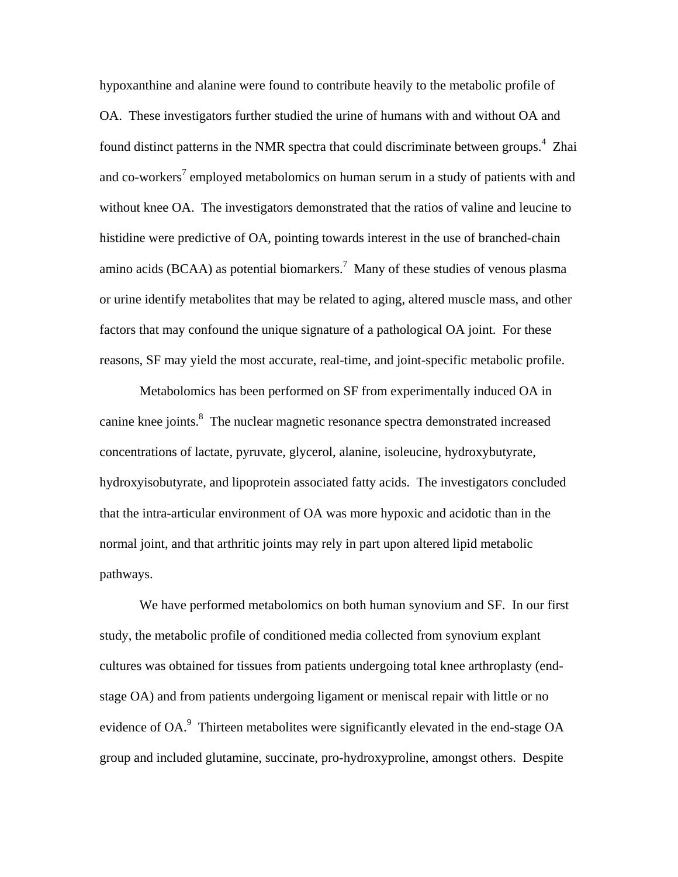hypoxanthine and alanine were found to contribute heavily to the metabolic profile of OA. These investigators further studied the urine of humans with and without OA and found distinct patterns in the NMR spectra that could discriminate between groups.[4] Zhai and co-workers[7] employed metabolomics on human serum in a study of patients with and without knee OA. The investigators demonstrated that the ratios of valine and leucine to histidine were predictive of OA, pointing towards interest in the use of branched-chain amino acids (BCAA) as potential biomarkers.[7] Many of these studies of venous plasma or urine identify metabolites that may be related to aging, altered muscle mass, and other factors that may confound the unique signature of a pathological OA joint. For these reasons, SF may yield the most accurate, real-time, and joint-specific metabolic profile.

Metabolomics has been performed on SF from experimentally induced OA in canine knee joints.[8] The nuclear magnetic resonance spectra demonstrated increased concentrations of lactate, pyruvate, glycerol, alanine, isoleucine, hydroxybutyrate, hydroxyisobutyrate, and lipoprotein associated fatty acids. The investigators concluded that the intra-articular environment of OA was more hypoxic and acidotic than in the normal joint, and that arthritic joints may rely in part upon altered lipid metabolic pathways.

We have performed metabolomics on both human synovium and SF. In our first study, the metabolic profile of conditioned media collected from synovium explant cultures was obtained for tissues from patients undergoing total knee arthroplasty (end-stage OA) and from patients undergoing ligament or meniscal repair with little or no evidence of OA.[9] Thirteen metabolites were significantly elevated in the end-stage OA group and included glutamine, succinate, pro-hydroxyproline, amongst others. Despite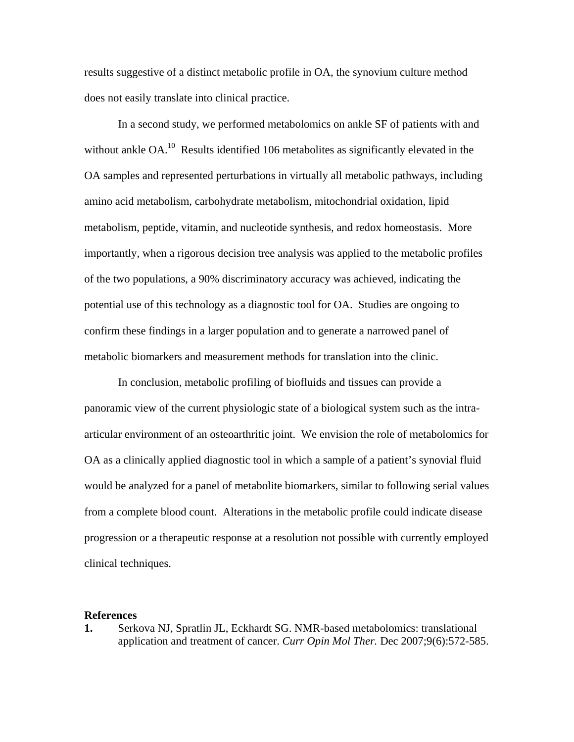results suggestive of a distinct metabolic profile in OA, the synovium culture method does not easily translate into clinical practice.

In a second study, we performed metabolomics on ankle SF of patients with and without ankle OA.[10] Results identified 106 metabolites as significantly elevated in the OA samples and represented perturbations in virtually all metabolic pathways, including amino acid metabolism, carbohydrate metabolism, mitochondrial oxidation, lipid metabolism, peptide, vitamin, and nucleotide synthesis, and redox homeostasis. More importantly, when a rigorous decision tree analysis was applied to the metabolic profiles of the two populations, a 90% discriminatory accuracy was achieved, indicating the potential use of this technology as a diagnostic tool for OA. Studies are ongoing to confirm these findings in a larger population and to generate a narrowed panel of metabolic biomarkers and measurement methods for translation into the clinic.

In conclusion, metabolic profiling of biofluids and tissues can provide a panoramic view of the current physiologic state of a biological system such as the intra-articular environment of an osteoarthritic joint. We envision the role of metabolomics for OA as a clinically applied diagnostic tool in which a sample of a patient's synovial fluid would be analyzed for a panel of metabolite biomarkers, similar to following serial values from a complete blood count. Alterations in the metabolic profile could indicate disease progression or a therapeutic response at a resolution not possible with currently employed clinical techniques.

## References

**1.** Serkova NJ, Spratlin JL, Eckhardt SG. NMR-based metabolomics: translational application and treatment of cancer. *Curr Opin Mol Ther.* Dec 2007;9(6):572-585.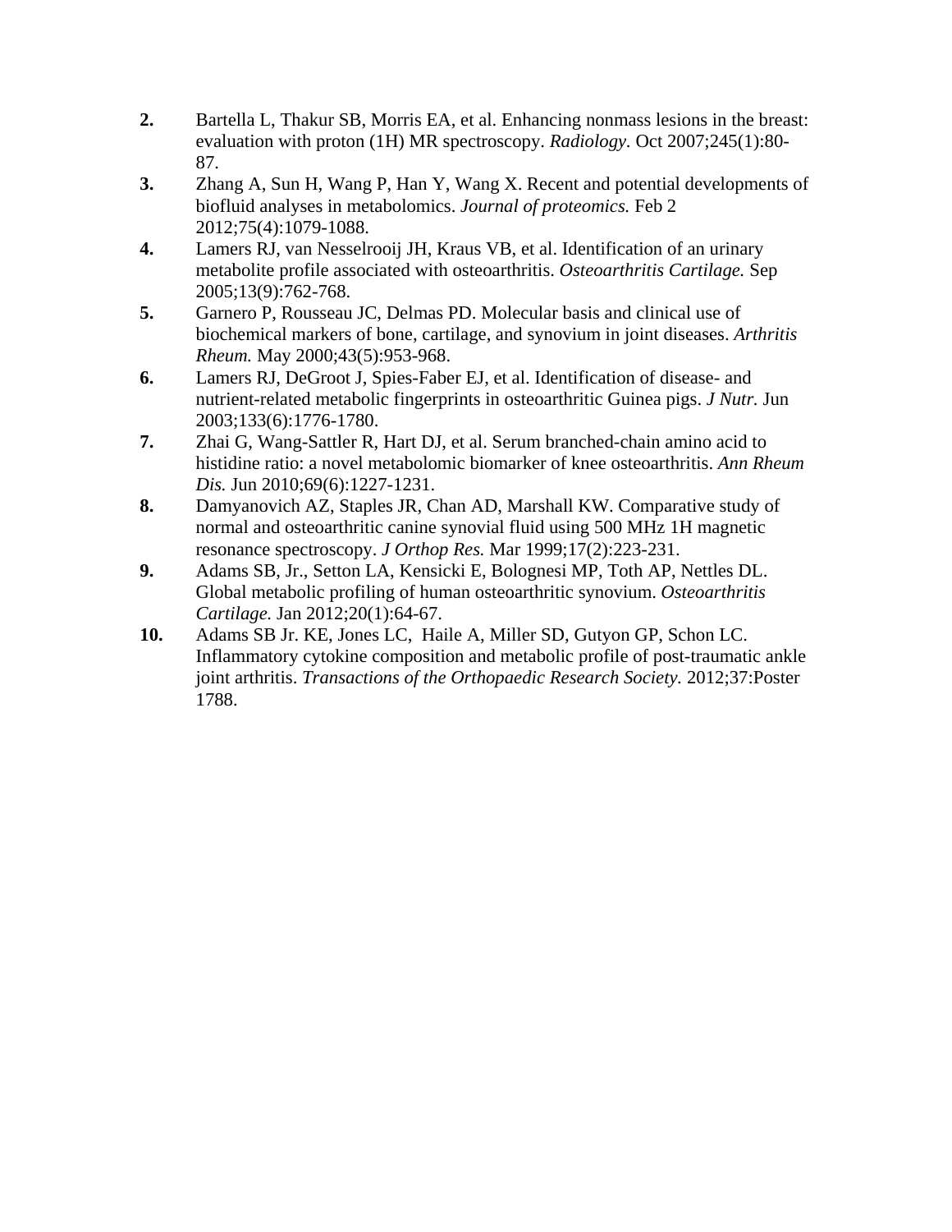2. Bartella L, Thakur SB, Morris EA, et al. Enhancing nonmass lesions in the breast: evaluation with proton (1H) MR spectroscopy. *Radiology.* Oct 2007;245(1):80-87.
3. Zhang A, Sun H, Wang P, Han Y, Wang X. Recent and potential developments of biofluid analyses in metabolomics. *Journal of proteomics.* Feb 2 2012;75(4):1079-1088.
4. Lamers RJ, van Nesselrooij JH, Kraus VB, et al. Identification of an urinary metabolite profile associated with osteoarthritis. *Osteoarthritis Cartilage.* Sep 2005;13(9):762-768.
5. Garnero P, Rousseau JC, Delmas PD. Molecular basis and clinical use of biochemical markers of bone, cartilage, and synovium in joint diseases. *Arthritis Rheum.* May 2000;43(5):953-968.
6. Lamers RJ, DeGroot J, Spies-Faber EJ, et al. Identification of disease- and nutrient-related metabolic fingerprints in osteoarthritic Guinea pigs. *J Nutr.* Jun 2003;133(6):1776-1780.
7. Zhai G, Wang-Sattler R, Hart DJ, et al. Serum branched-chain amino acid to histidine ratio: a novel metabolomic biomarker of knee osteoarthritis. *Ann Rheum Dis.* Jun 2010;69(6):1227-1231.
8. Damyanovich AZ, Staples JR, Chan AD, Marshall KW. Comparative study of normal and osteoarthritic canine synovial fluid using 500 MHz 1H magnetic resonance spectroscopy. *J Orthop Res.* Mar 1999;17(2):223-231.
9. Adams SB, Jr., Setton LA, Kensicki E, Bolognesi MP, Toth AP, Nettles DL. Global metabolic profiling of human osteoarthritic synovium. *Osteoarthritis Cartilage.* Jan 2012;20(1):64-67.
10. Adams SB Jr. KE, Jones LC, Haile A, Miller SD, Gutyon GP, Schon LC. Inflammatory cytokine composition and metabolic profile of post-traumatic ankle joint arthritis. *Transactions of the Orthopaedic Research Society.* 2012;37:Poster 1788.